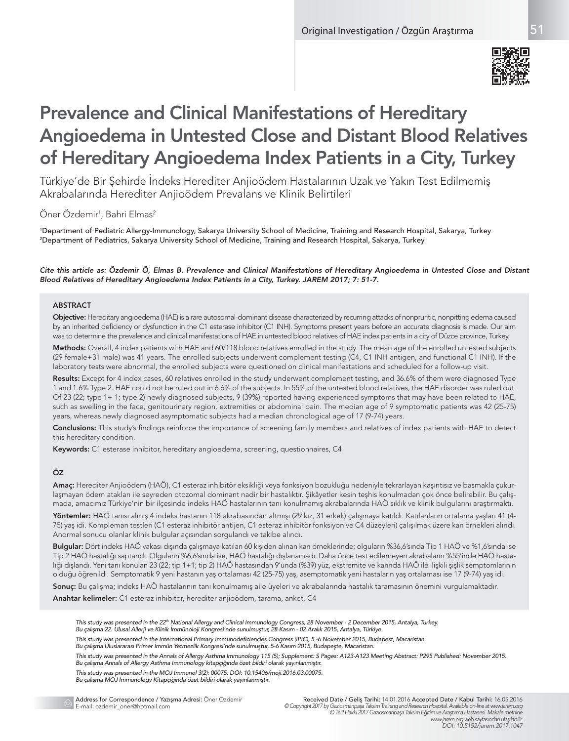Original Investigation / Özgün Araştırma

# Prevalence and Clinical Manifestations of Hereditary Angioedema in Untested Close and Distant Blood Relatives of Hereditary Angioedema Index Patients in a City, Turkey

Türkiye'de Bir Şehirde İndeks Herediter Anjioödem Hastalarının Uzak ve Yakın Test Edilmemiş Akrabalarında Herediter Anjioödem Prevalans ve Klinik Belirtileri

Öner Özdemir[1], Bahri Elmas[2]

[1]Department of Pediatric Allergy-Immunology, Sakarya University School of Medicine, Training and Research Hospital, Sakarya, Turkey
[2]Department of Pediatrics, Sakarya University School of Medicine, Training and Research Hospital, Sakarya, Turkey

*Cite this article as: Özdemir Ö, Elmas B. Prevalence and Clinical Manifestations of Hereditary Angioedema in Untested Close and Distant Blood Relatives of Hereditary Angioedema Index Patients in a City, Turkey. JAREM 2017; 7: 51-7.*

## ABSTRACT

**Objective:** Hereditary angioedema (HAE) is a rare autosomal-dominant disease characterized by recurring attacks of nonpruritic, nonpitting edema caused by an inherited deficiency or dysfunction in the C1 esterase inhibitor (C1 INH). Symptoms present years before an accurate diagnosis is made. Our aim was to determine the prevalence and clinical manifestations of HAE in untested blood relatives of HAE index patients in a city of Düzce province, Turkey.

**Methods:** Overall, 4 index patients with HAE and 60/118 blood relatives enrolled in the study. The mean age of the enrolled untested subjects (29 female+31 male) was 41 years. The enrolled subjects underwent complement testing (C4, C1 INH antigen, and functional C1 INH). If the laboratory tests were abnormal, the enrolled subjects were questioned on clinical manifestations and scheduled for a follow-up visit.

**Results:** Except for 4 index cases, 60 relatives enrolled in the study underwent complement testing, and 36.6% of them were diagnosed Type 1 and 1.6% Type 2. HAE could not be ruled out in 6.6% of the subjects. In 55% of the untested blood relatives, the HAE disorder was ruled out. Of 23 (22; type 1+ 1; type 2) newly diagnosed subjects, 9 (39%) reported having experienced symptoms that may have been related to HAE, such as swelling in the face, genitourinary region, extremities or abdominal pain. The median age of 9 symptomatic patients was 42 (25-75) years, whereas newly diagnosed asymptomatic subjects had a median chronological age of 17 (9-74) years.

**Conclusions:** This study's findings reinforce the importance of screening family members and relatives of index patients with HAE to detect this hereditary condition.

**Keywords:** C1 esterase inhibitor, hereditary angioedema, screening, questionnaires, C4

## ÖZ

**Amaç:** Herediter Anjioödem (HAÖ), C1 esteraz inhibitör eksikliği veya fonksiyon bozukluğu nedeniyle tekrarlayan kaşıntısız ve basmakla çukurlaşmayan ödem atakları ile seyreden otozomal dominant nadir bir hastalıktır. Şikâyetler kesin teşhis konulmadan çok önce belirebilir. Bu çalışmada, amacımız Türkiye'nin bir ilçesinde indeks HAÖ hastalarının tanı konulmamış akrabalarında HAÖ sıklık ve klinik bulgularını araştırmaktı.

**Yöntemler:** HAÖ tanısı almış 4 indeks hastanın 118 akrabasından altmışı (29 kız, 31 erkek) çalışmaya katıldı. Katılanların ortalama yaşları 41 (4-75) yaş idi. Kompleman testleri (C1 esteraz inhibitör antijen, C1 esteraz inhibitör fonksiyon ve C4 düzeyleri) çalışılmak üzere kan örnekleri alındı. Anormal sonucu olanlar klinik bulgular açısından sorgulandı ve takibe alındı.

**Bulgular:** Dört indeks HAÖ vakası dışında çalışmaya katılan 60 kişiden alınan kan örneklerinde; olguların %36,6'sında Tip 1 HAÖ ve %1,6'sında ise Tip 2 HAÖ hastalığı saptandı. Olguların %6,6'sında ise, HAÖ hastalığı dışlanamadı. Daha önce test edilemeyen akrabaların %55'inde HAÖ hastalığı dışlandı. Yeni tanı konulan 23 (22; tip 1+1; tip 2) HAÖ hastasından 9'unda (%39) yüz, ekstremite ve karında HAÖ ile ilişkili şişlik semptomlarının olduğu öğrenildi. Semptomatik 9 yeni hastanın yaş ortalaması 42 (25-75) yaş, asemptomatik yeni hastaların yaş ortalaması ise 17 (9-74) yaş idi.

**Sonuç:** Bu çalışma; indeks HAÖ hastalarının tanı konulmamış aile üyeleri ve akrabalarında hastalık taramasının önemini vurgulamaktadır.

**Anahtar kelimeler:** C1 esteraz inhibitor, herediter anjioödem, tarama, anket, C4

*This study was presented in the 22[th] National Allergy and Clinical Immunology Congress, 28 November - 2 December 2015, Antalya, Turkey.*
*Bu çalışma 22. Ulusal Allerji ve Klinik İmmünoloji Kongresi'nde sunulmuştur, 28 Kasım - 02 Aralık 2015, Antalya, Türkiye.*

*This study was presented in the International Primary Immunodeficiencies Congress (IPIC), 5 -6 November 2015, Budapest, Macaristan.*
*Bu çalışma Uluslararası Primer İmmün Yetmezlik Kongresi'nde sunulmuştur, 5-6 Kasım 2015, Budapeşte, Macaristan.*

*This study was presented in the Annals of Allergy Asthma Immunology 115 (5); Supplement: S Pages: A123-A123 Meeting Abstract: P295 Published: November 2015.*
*Bu çalışma Annals of Allergy Asthma Immunology kitapçığında özet bildiri olarak yayınlanmıştır.*

*This study was presented in the MOJ Immunol 3(2): 00075. DOI: 10.15406/moji.2016.03.00075.*
*Bu çalışma MOJ Immunology Kitapçığında özet bildiri olarak yayınlanmıştır.*

Address for Correspondence / Yazışma Adresi: Öner Özdemir
E-mail: ozdemir_oner@hotmail.com

**Received Date / Geliş Tarihi:** 14.01.2016 **Accepted Date / Kabul Tarihi:** 16.05.2016
*© Copyright 2017 by Gaziosmanpaşa Taksim Training and Research Hospital. Available on-line at www.jarem.org*
*© Telif Hakkı 2017 Gaziosmanpaşa Taksim Eğitim ve Araştırma Hastanesi. Makale metnine www.jarem.org web sayfasından ulaşılabilir.*
*DOI: 10.5152/jarem.2017.1047*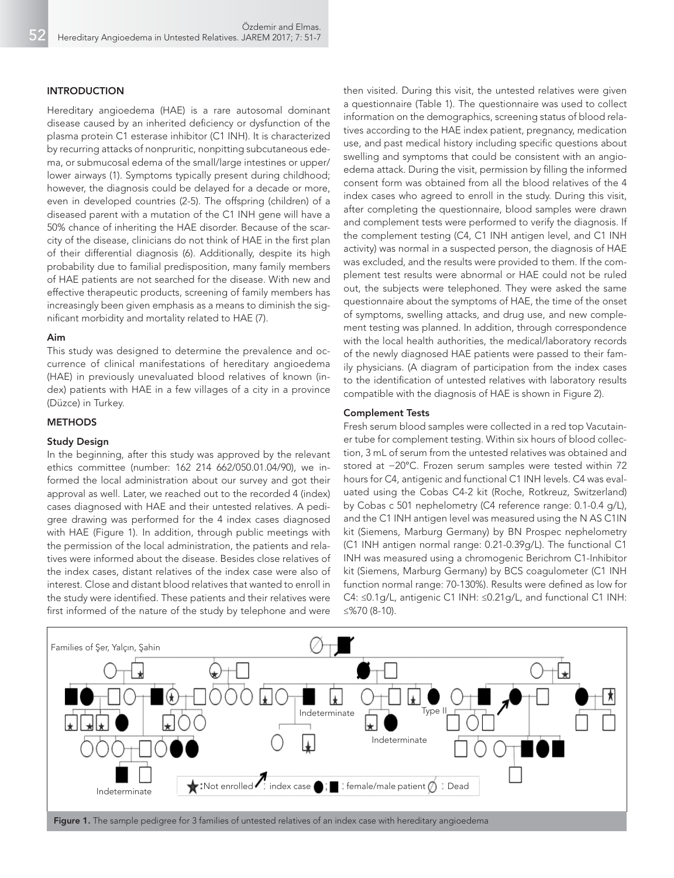## INTRODUCTION

Hereditary angioedema (HAE) is a rare autosomal dominant disease caused by an inherited deficiency or dysfunction of the plasma protein C1 esterase inhibitor (C1 INH). It is characterized by recurring attacks of nonpruritic, nonpitting subcutaneous edema, or submucosal edema of the small/large intestines or upper/lower airways (1). Symptoms typically present during childhood; however, the diagnosis could be delayed for a decade or more, even in developed countries (2-5). The offspring (children) of a diseased parent with a mutation of the C1 INH gene will have a 50% chance of inheriting the HAE disorder. Because of the scarcity of the disease, clinicians do not think of HAE in the first plan of their differential diagnosis (6). Additionally, despite its high probability due to familial predisposition, many family members of HAE patients are not searched for the disease. With new and effective therapeutic products, screening of family members has increasingly been given emphasis as a means to diminish the significant morbidity and mortality related to HAE (7).

### Aim

This study was designed to determine the prevalence and occurrence of clinical manifestations of hereditary angioedema (HAE) in previously unevaluated blood relatives of known (index) patients with HAE in a few villages of a city in a province (Düzce) in Turkey.

## METHODS

### Study Design

In the beginning, after this study was approved by the relevant ethics committee (number: 162 214 662/050.01.04/90), we informed the local administration about our survey and got their approval as well. Later, we reached out to the recorded 4 (index) cases diagnosed with HAE and their untested relatives. A pedigree drawing was performed for the 4 index cases diagnosed with HAE (Figure 1). In addition, through public meetings with the permission of the local administration, the patients and relatives were informed about the disease. Besides close relatives of the index cases, distant relatives of the index case were also of interest. Close and distant blood relatives that wanted to enroll in the study were identified. These patients and their relatives were first informed of the nature of the study by telephone and were then visited. During this visit, the untested relatives were given a questionnaire (Table 1). The questionnaire was used to collect information on the demographics, screening status of blood relatives according to the HAE index patient, pregnancy, medication use, and past medical history including specific questions about swelling and symptoms that could be consistent with an angioedema attack. During the visit, permission by filling the informed consent form was obtained from all the blood relatives of the 4 index cases who agreed to enroll in the study. During this visit, after completing the questionnaire, blood samples were drawn and complement tests were performed to verify the diagnosis. If the complement testing (C4, C1 INH antigen level, and C1 INH activity) was normal in a suspected person, the diagnosis of HAE was excluded, and the results were provided to them. If the complement test results were abnormal or HAE could not be ruled out, the subjects were telephoned. They were asked the same questionnaire about the symptoms of HAE, the time of the onset of symptoms, swelling attacks, and drug use, and new complement testing was planned. In addition, through correspondence with the local health authorities, the medical/laboratory records of the newly diagnosed HAE patients were passed to their family physicians. (A diagram of participation from the index cases to the identification of untested relatives with laboratory results compatible with the diagnosis of HAE is shown in Figure 2).

### Complement Tests

Fresh serum blood samples were collected in a red top Vacutainer tube for complement testing. Within six hours of blood collection, 3 mL of serum from the untested relatives was obtained and stored at −20°C. Frozen serum samples were tested within 72 hours for C4, antigenic and functional C1 INH levels. C4 was evaluated using the Cobas C4-2 kit (Roche, Rotkreuz, Switzerland) by Cobas c 501 nephelometry (C4 reference range: 0.1-0.4 g/L), and the C1 INH antigen level was measured using the N AS C1IN kit (Siemens, Marburg Germany) by BN Prospec nephelometry (C1 INH antigen normal range: 0.21-0.39g/L). The functional C1 INH was measured using a chromogenic Berichrom C1-Inhibitor kit (Siemens, Marburg Germany) by BCS coagulometer (C1 INH function normal range: 70-130%). Results were defined as low for C4: ≤0.1g/L, antigenic C1 INH: ≤0.21g/L, and functional C1 INH: ≤%70 (8-10).

Families of Şer, Yalçın, Şahin

Indeterminate | Type II | Indeterminate | Indeterminate

★: Not enrolled ↗: index case ●; ■: female/male patient ∅: Dead

**Figure 1.** The sample pedigree for 3 families of untested relatives of an index case with hereditary angioedema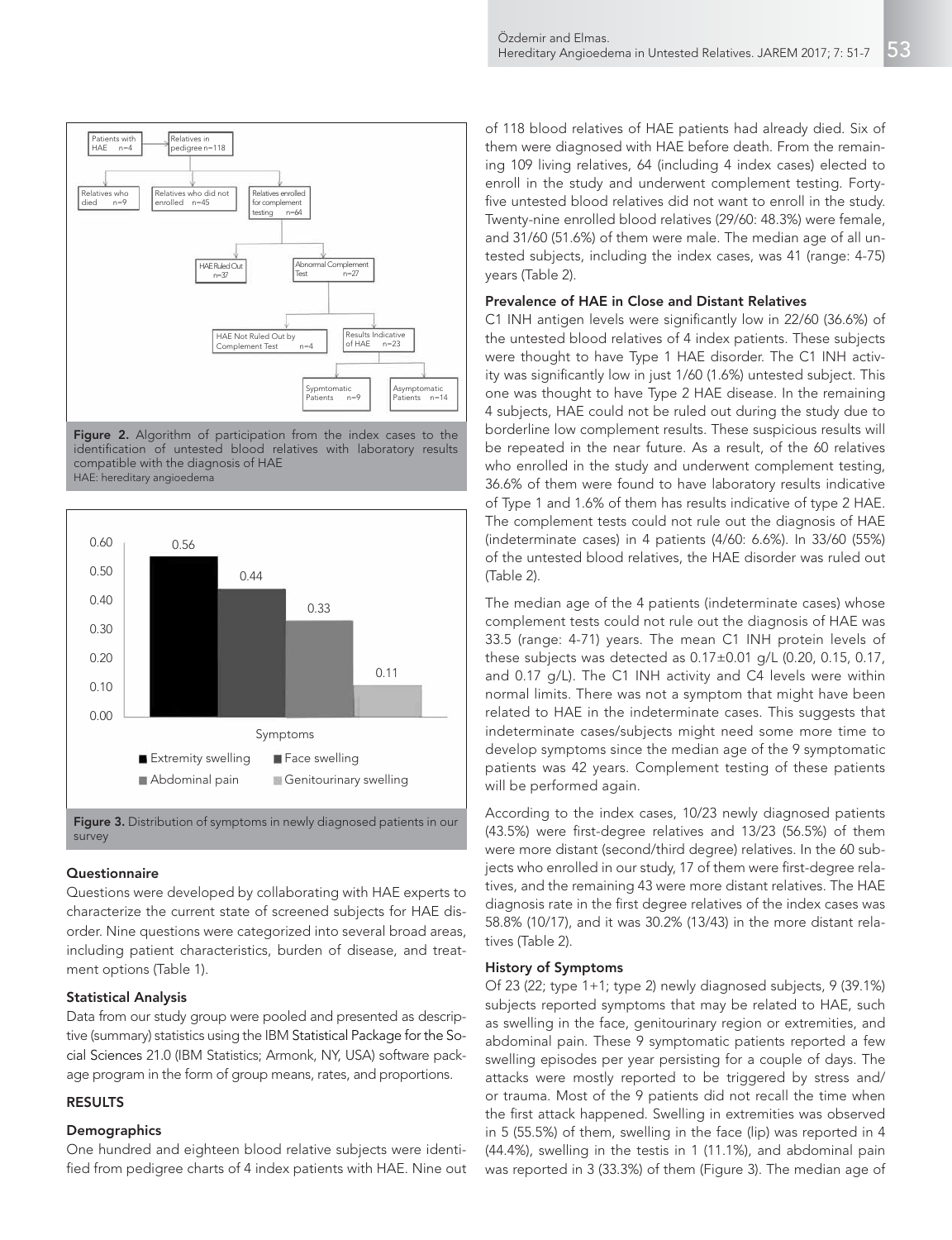Figure 2. Algorithm of participation from the index cases to the identification of untested blood relatives with laboratory results compatible with the diagnosis of HAE
HAE: hereditary angioedema

Figure 3. Distribution of symptoms in newly diagnosed patients in our survey

### Questionnaire

Questions were developed by collaborating with HAE experts to characterize the current state of screened subjects for HAE disorder. Nine questions were categorized into several broad areas, including patient characteristics, burden of disease, and treatment options (Table 1).

### Statistical Analysis

Data from our study group were pooled and presented as descriptive (summary) statistics using the IBM Statistical Package for the Social Sciences 21.0 (IBM Statistics; Armonk, NY, USA) software package program in the form of group means, rates, and proportions.

## RESULTS

### Demographics

One hundred and eighteen blood relative subjects were identified from pedigree charts of 4 index patients with HAE. Nine out of 118 blood relatives of HAE patients had already died. Six of them were diagnosed with HAE before death. From the remaining 109 living relatives, 64 (including 4 index cases) elected to enroll in the study and underwent complement testing. Forty-five untested blood relatives did not want to enroll in the study. Twenty-nine enrolled blood relatives (29/60: 48.3%) were female, and 31/60 (51.6%) of them were male. The median age of all untested subjects, including the index cases, was 41 (range: 4-75) years (Table 2).

### Prevalence of HAE in Close and Distant Relatives

C1 INH antigen levels were significantly low in 22/60 (36.6%) of the untested blood relatives of 4 index patients. These subjects were thought to have Type 1 HAE disorder. The C1 INH activity was significantly low in just 1/60 (1.6%) untested subject. This one was thought to have Type 2 HAE disease. In the remaining 4 subjects, HAE could not be ruled out during the study due to borderline low complement results. These suspicious results will be repeated in the near future. As a result, of the 60 relatives who enrolled in the study and underwent complement testing, 36.6% of them were found to have laboratory results indicative of Type 1 and 1.6% of them has results indicative of type 2 HAE. The complement tests could not rule out the diagnosis of HAE (indeterminate cases) in 4 patients (4/60: 6.6%). In 33/60 (55%) of the untested blood relatives, the HAE disorder was ruled out (Table 2).

The median age of the 4 patients (indeterminate cases) whose complement tests could not rule out the diagnosis of HAE was 33.5 (range: 4-71) years. The mean C1 INH protein levels of these subjects was detected as 0.17±0.01 g/L (0.20, 0.15, 0.17, and 0.17 g/L). The C1 INH activity and C4 levels were within normal limits. There was not a symptom that might have been related to HAE in the indeterminate cases. This suggests that indeterminate cases/subjects might need some more time to develop symptoms since the median age of the 9 symptomatic patients was 42 years. Complement testing of these patients will be performed again.

According to the index cases, 10/23 newly diagnosed patients (43.5%) were first-degree relatives and 13/23 (56.5%) of them were more distant (second/third degree) relatives. In the 60 subjects who enrolled in our study, 17 of them were first-degree relatives, and the remaining 43 were more distant relatives. The HAE diagnosis rate in the first degree relatives of the index cases was 58.8% (10/17), and it was 30.2% (13/43) in the more distant relatives (Table 2).

### History of Symptoms

Of 23 (22; type 1+1; type 2) newly diagnosed subjects, 9 (39.1%) subjects reported symptoms that may be related to HAE, such as swelling in the face, genitourinary region or extremities, and abdominal pain. These 9 symptomatic patients reported a few swelling episodes per year persisting for a couple of days. The attacks were mostly reported to be triggered by stress and/or trauma. Most of the 9 patients did not recall the time when the first attack happened. Swelling in extremities was observed in 5 (55.5%) of them, swelling in the face (lip) was reported in 4 (44.4%), swelling in the testis in 1 (11.1%), and abdominal pain was reported in 3 (33.3%) of them (Figure 3). The median age of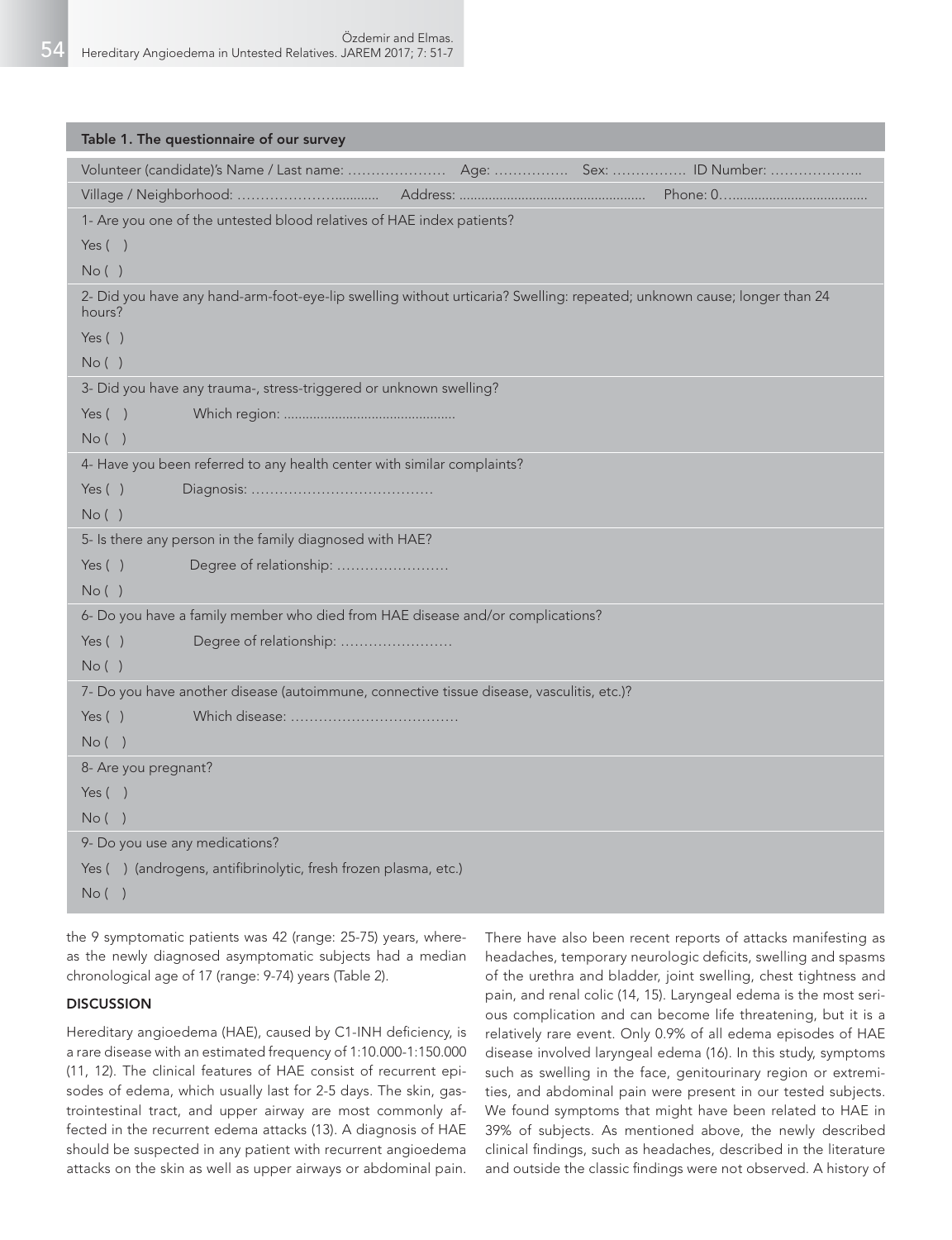**Table 1. The questionnaire of our survey**

| |
|---|
| Volunteer (candidate)'s Name / Last name: ………………… Age: ……………. Sex: ……………. ID Number: ……………….. |
| Village / Neighborhood: ………………............ Address: .................................................. Phone: 0…................................... |
| 1- Are you one of the untested blood relatives of HAE index patients? |
| Yes ( ) |
| No ( ) |
| 2- Did you have any hand-arm-foot-eye-lip swelling without urticaria? Swelling: repeated; unknown cause; longer than 24 hours? |
| Yes ( ) |
| No ( ) |
| 3- Did you have any trauma-, stress-triggered or unknown swelling? |
| Yes ( ) Which region: .............................................. |
| No ( ) |
| 4- Have you been referred to any health center with similar complaints? |
| Yes ( ) Diagnosis: ………………………………… |
| No ( ) |
| 5- Is there any person in the family diagnosed with HAE? |
| Yes ( ) Degree of relationship: …………………… |
| No ( ) |
| 6- Do you have a family member who died from HAE disease and/or complications? |
| Yes ( ) Degree of relationship: …………………… |
| No ( ) |
| 7- Do you have another disease (autoimmune, connective tissue disease, vasculitis, etc.)? |
| Yes ( ) Which disease: …………………………… |
| No ( ) |
| 8- Are you pregnant? |
| Yes ( ) |
| No ( ) |
| 9- Do you use any medications? |
| Yes ( ) (androgens, antifibrinolytic, fresh frozen plasma, etc.) |
| No ( ) |

the 9 symptomatic patients was 42 (range: 25-75) years, whereas the newly diagnosed asymptomatic subjects had a median chronological age of 17 (range: 9-74) years (Table 2).

## DISCUSSION

Hereditary angioedema (HAE), caused by C1-INH deficiency, is a rare disease with an estimated frequency of 1:10.000-1:150.000 (11, 12). The clinical features of HAE consist of recurrent episodes of edema, which usually last for 2-5 days. The skin, gastrointestinal tract, and upper airway are most commonly affected in the recurrent edema attacks (13). A diagnosis of HAE should be suspected in any patient with recurrent angioedema attacks on the skin as well as upper airways or abdominal pain. There have also been recent reports of attacks manifesting as headaches, temporary neurologic deficits, swelling and spasms of the urethra and bladder, joint swelling, chest tightness and pain, and renal colic (14, 15). Laryngeal edema is the most serious complication and can become life threatening, but it is a relatively rare event. Only 0.9% of all edema episodes of HAE disease involved laryngeal edema (16). In this study, symptoms such as swelling in the face, genitourinary region or extremities, and abdominal pain were present in our tested subjects. We found symptoms that might have been related to HAE in 39% of subjects. As mentioned above, the newly described clinical findings, such as headaches, described in the literature and outside the classic findings were not observed. A history of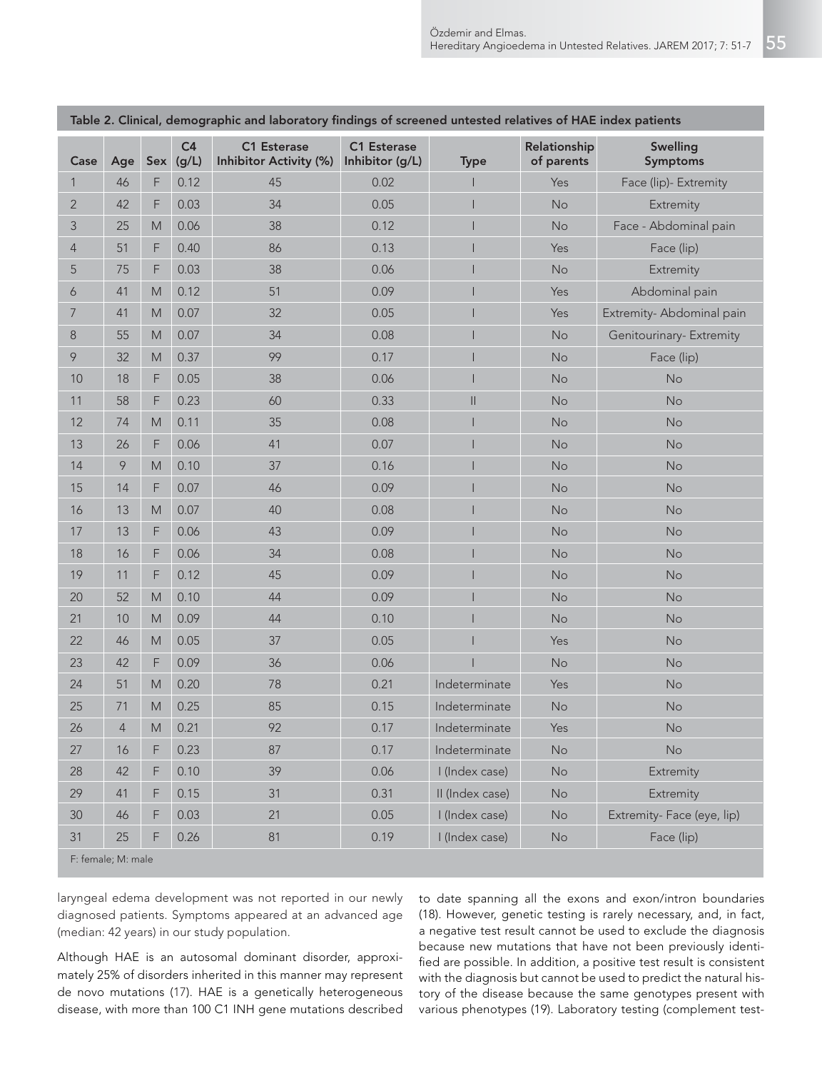**Table 2. Clinical, demographic and laboratory findings of screened untested relatives of HAE index patients**

| Case | Age | Sex | C4 (g/L) | C1 Esterase Inhibitor Activity (%) | C1 Esterase Inhibitor (g/L) | Type | Relationship of parents | Swelling Symptoms |
|---|---|---|---|---|---|---|---|---|
| 1 | 46 | F | 0.12 | 45 | 0.02 | I | Yes | Face (lip)- Extremity |
| 2 | 42 | F | 0.03 | 34 | 0.05 | I | No | Extremity |
| 3 | 25 | M | 0.06 | 38 | 0.12 | I | No | Face - Abdominal pain |
| 4 | 51 | F | 0.40 | 86 | 0.13 | I | Yes | Face (lip) |
| 5 | 75 | F | 0.03 | 38 | 0.06 | I | No | Extremity |
| 6 | 41 | M | 0.12 | 51 | 0.09 | I | Yes | Abdominal pain |
| 7 | 41 | M | 0.07 | 32 | 0.05 | I | Yes | Extremity- Abdominal pain |
| 8 | 55 | M | 0.07 | 34 | 0.08 | I | No | Genitourinary- Extremity |
| 9 | 32 | M | 0.37 | 99 | 0.17 | I | No | Face (lip) |
| 10 | 18 | F | 0.05 | 38 | 0.06 | I | No | No |
| 11 | 58 | F | 0.23 | 60 | 0.33 | II | No | No |
| 12 | 74 | M | 0.11 | 35 | 0.08 | I | No | No |
| 13 | 26 | F | 0.06 | 41 | 0.07 | I | No | No |
| 14 | 9 | M | 0.10 | 37 | 0.16 | I | No | No |
| 15 | 14 | F | 0.07 | 46 | 0.09 | I | No | No |
| 16 | 13 | M | 0.07 | 40 | 0.08 | I | No | No |
| 17 | 13 | F | 0.06 | 43 | 0.09 | I | No | No |
| 18 | 16 | F | 0.06 | 34 | 0.08 | I | No | No |
| 19 | 11 | F | 0.12 | 45 | 0.09 | I | No | No |
| 20 | 52 | M | 0.10 | 44 | 0.09 | I | No | No |
| 21 | 10 | M | 0.09 | 44 | 0.10 | I | No | No |
| 22 | 46 | M | 0.05 | 37 | 0.05 | I | Yes | No |
| 23 | 42 | F | 0.09 | 36 | 0.06 | I | No | No |
| 24 | 51 | M | 0.20 | 78 | 0.21 | Indeterminate | Yes | No |
| 25 | 71 | M | 0.25 | 85 | 0.15 | Indeterminate | No | No |
| 26 | 4 | M | 0.21 | 92 | 0.17 | Indeterminate | Yes | No |
| 27 | 16 | F | 0.23 | 87 | 0.17 | Indeterminate | No | No |
| 28 | 42 | F | 0.10 | 39 | 0.06 | I (Index case) | No | Extremity |
| 29 | 41 | F | 0.15 | 31 | 0.31 | II (Index case) | No | Extremity |
| 30 | 46 | F | 0.03 | 21 | 0.05 | I (Index case) | No | Extremity- Face (eye, lip) |
| 31 | 25 | F | 0.26 | 81 | 0.19 | I (Index case) | No | Face (lip) |

F: female; M: male

laryngeal edema development was not reported in our newly diagnosed patients. Symptoms appeared at an advanced age (median: 42 years) in our study population.

Although HAE is an autosomal dominant disorder, approximately 25% of disorders inherited in this manner may represent de novo mutations (17). HAE is a genetically heterogeneous disease, with more than 100 C1 INH gene mutations described to date spanning all the exons and exon/intron boundaries (18). However, genetic testing is rarely necessary, and, in fact, a negative test result cannot be used to exclude the diagnosis because new mutations that have not been previously identified are possible. In addition, a positive test result is consistent with the diagnosis but cannot be used to predict the natural history of the disease because the same genotypes present with various phenotypes (19). Laboratory testing (complement test-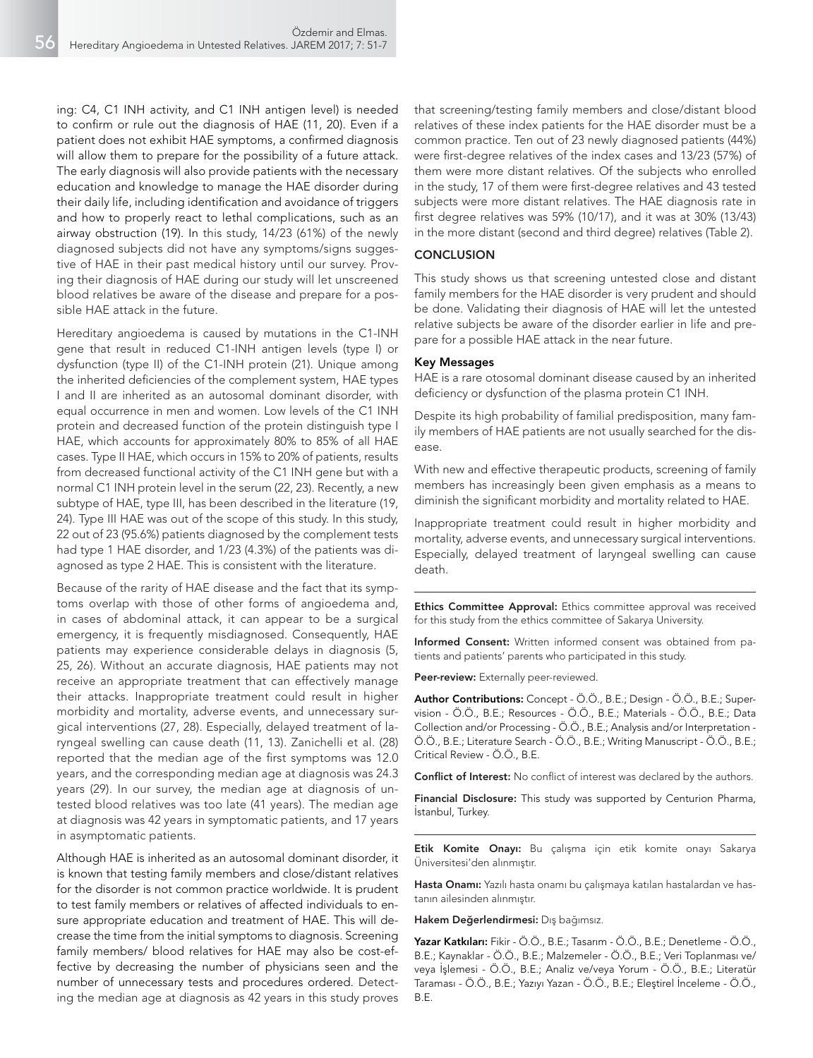ing: C4, C1 INH activity, and C1 INH antigen level) is needed to confirm or rule out the diagnosis of HAE (11, 20). Even if a patient does not exhibit HAE symptoms, a confirmed diagnosis will allow them to prepare for the possibility of a future attack. The early diagnosis will also provide patients with the necessary education and knowledge to manage the HAE disorder during their daily life, including identification and avoidance of triggers and how to properly react to lethal complications, such as an airway obstruction (19). In this study, 14/23 (61%) of the newly diagnosed subjects did not have any symptoms/signs suggestive of HAE in their past medical history until our survey. Proving their diagnosis of HAE during our study will let unscreened blood relatives be aware of the disease and prepare for a possible HAE attack in the future.

Hereditary angioedema is caused by mutations in the C1-INH gene that result in reduced C1-INH antigen levels (type I) or dysfunction (type II) of the C1-INH protein (21). Unique among the inherited deficiencies of the complement system, HAE types I and II are inherited as an autosomal dominant disorder, with equal occurrence in men and women. Low levels of the C1 INH protein and decreased function of the protein distinguish type I HAE, which accounts for approximately 80% to 85% of all HAE cases. Type II HAE, which occurs in 15% to 20% of patients, results from decreased functional activity of the C1 INH gene but with a normal C1 INH protein level in the serum (22, 23). Recently, a new subtype of HAE, type III, has been described in the literature (19, 24). Type III HAE was out of the scope of this study. In this study, 22 out of 23 (95.6%) patients diagnosed by the complement tests had type 1 HAE disorder, and 1/23 (4.3%) of the patients was diagnosed as type 2 HAE. This is consistent with the literature.

Because of the rarity of HAE disease and the fact that its symptoms overlap with those of other forms of angioedema and, in cases of abdominal attack, it can appear to be a surgical emergency, it is frequently misdiagnosed. Consequently, HAE patients may experience considerable delays in diagnosis (5, 25, 26). Without an accurate diagnosis, HAE patients may not receive an appropriate treatment that can effectively manage their attacks. Inappropriate treatment could result in higher morbidity and mortality, adverse events, and unnecessary surgical interventions (27, 28). Especially, delayed treatment of laryngeal swelling can cause death (11, 13). Zanichelli et al. (28) reported that the median age of the first symptoms was 12.0 years, and the corresponding median age at diagnosis was 24.3 years (29). In our survey, the median age at diagnosis of untested blood relatives was too late (41 years). The median age at diagnosis was 42 years in symptomatic patients, and 17 years in asymptomatic patients.

Although HAE is inherited as an autosomal dominant disorder, it is known that testing family members and close/distant relatives for the disorder is not common practice worldwide. It is prudent to test family members or relatives of affected individuals to ensure appropriate education and treatment of HAE. This will decrease the time from the initial symptoms to diagnosis. Screening family members/ blood relatives for HAE may also be cost-effective by decreasing the number of physicians seen and the number of unnecessary tests and procedures ordered. Detecting the median age at diagnosis as 42 years in this study proves that screening/testing family members and close/distant blood relatives of these index patients for the HAE disorder must be a common practice. Ten out of 23 newly diagnosed patients (44%) were first-degree relatives of the index cases and 13/23 (57%) of them were more distant relatives. Of the subjects who enrolled in the study, 17 of them were first-degree relatives and 43 tested subjects were more distant relatives. The HAE diagnosis rate in first degree relatives was 59% (10/17), and it was at 30% (13/43) in the more distant (second and third degree) relatives (Table 2).

## CONCLUSION

This study shows us that screening untested close and distant family members for the HAE disorder is very prudent and should be done. Validating their diagnosis of HAE will let the untested relative subjects be aware of the disorder earlier in life and prepare for a possible HAE attack in the near future.

### Key Messages

HAE is a rare otosomal dominant disease caused by an inherited deficiency or dysfunction of the plasma protein C1 INH.

Despite its high probability of familial predisposition, many family members of HAE patients are not usually searched for the disease.

With new and effective therapeutic products, screening of family members has increasingly been given emphasis as a means to diminish the significant morbidity and mortality related to HAE.

Inappropriate treatment could result in higher morbidity and mortality, adverse events, and unnecessary surgical interventions. Especially, delayed treatment of laryngeal swelling can cause death.

---

**Ethics Committee Approval:** Ethics committee approval was received for this study from the ethics committee of Sakarya University.

**Informed Consent:** Written informed consent was obtained from patients and patients' parents who participated in this study.

**Peer-review:** Externally peer-reviewed.

**Author Contributions:** Concept - Ö.Ö., B.E.; Design - Ö.Ö., B.E.; Supervision - Ö.Ö., B.E.; Resources - Ö.Ö., B.E.; Materials - Ö.Ö., B.E.; Data Collection and/or Processing - Ö.Ö., B.E.; Analysis and/or Interpretation - Ö.Ö., B.E.; Literature Search - Ö.Ö., B.E.; Writing Manuscript - Ö.Ö., B.E.; Critical Review - Ö.Ö., B.E.

**Conflict of Interest:** No conflict of interest was declared by the authors.

**Financial Disclosure:** This study was supported by Centurion Pharma, İstanbul, Turkey.

---

**Etik Komite Onayı:** Bu çalışma için etik komite onayı Sakarya Üniversitesi'den alınmıştır.

**Hasta Onamı:** Yazılı hasta onamı bu çalışmaya katılan hastalardan ve hastanın ailesinden alınmıştır.

**Hakem Değerlendirmesi:** Dış bağımsız.

**Yazar Katkıları:** Fikir - Ö.Ö., B.E.; Tasarım - Ö.Ö., B.E.; Denetleme - Ö.Ö., B.E.; Kaynaklar - Ö.Ö., B.E.; Malzemeler - Ö.Ö., B.E.; Veri Toplanması ve/veya İşlemesi - Ö.Ö., B.E.; Analiz ve/veya Yorum - Ö.Ö., B.E.; Literatür Taraması - Ö.Ö., B.E.; Yazıyı Yazan - Ö.Ö., B.E.; Eleştirel İnceleme - Ö.Ö., B.E.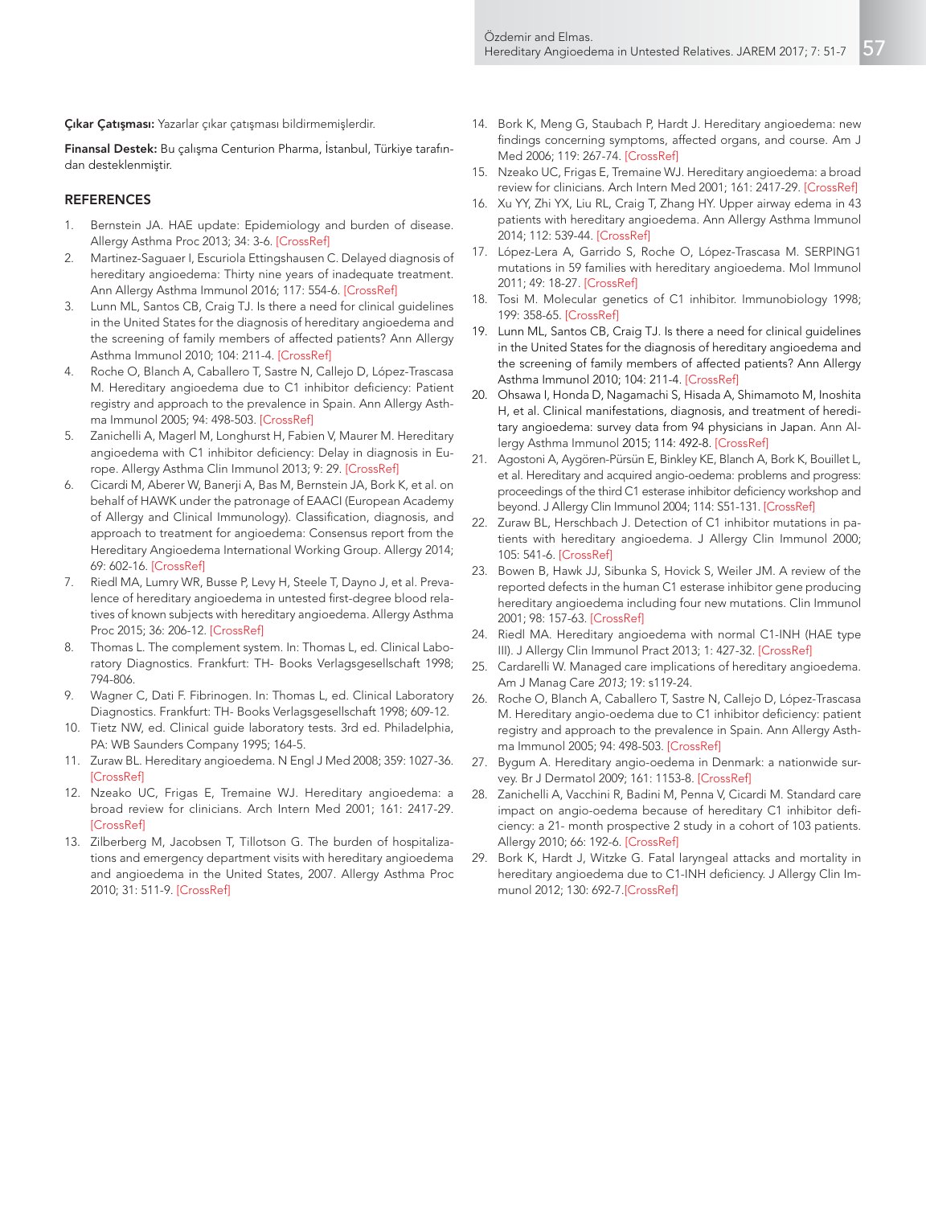**Çıkar Çatışması:** Yazarlar çıkar çatışması bildirmemişlerdir.

**Finansal Destek:** Bu çalışma Centurion Pharma, İstanbul, Türkiye tarafından desteklenmiştir.

## REFERENCES

1. Bernstein JA. HAE update: Epidemiology and burden of disease. Allergy Asthma Proc 2013; 34: 3-6. [CrossRef]
2. Martinez-Saguaer I, Escuriola Ettingshausen C. Delayed diagnosis of hereditary angioedema: Thirty nine years of inadequate treatment. Ann Allergy Asthma Immunol 2016; 117: 554-6. [CrossRef]
3. Lunn ML, Santos CB, Craig TJ. Is there a need for clinical guidelines in the United States for the diagnosis of hereditary angioedema and the screening of family members of affected patients? Ann Allergy Asthma Immunol 2010; 104: 211-4. [CrossRef]
4. Roche O, Blanch A, Caballero T, Sastre N, Callejo D, López-Trascasa M. Hereditary angioedema due to C1 inhibitor deficiency: Patient registry and approach to the prevalence in Spain. Ann Allergy Asthma Immunol 2005; 94: 498-503. [CrossRef]
5. Zanichelli A, Magerl M, Longhurst H, Fabien V, Maurer M. Hereditary angioedema with C1 inhibitor deficiency: Delay in diagnosis in Europe. Allergy Asthma Clin Immunol 2013; 9: 29. [CrossRef]
6. Cicardi M, Aberer W, Banerji A, Bas M, Bernstein JA, Bork K, et al. on behalf of HAWK under the patronage of EAACI (European Academy of Allergy and Clinical Immunology). Classification, diagnosis, and approach to treatment for angioedema: Consensus report from the Hereditary Angioedema International Working Group. Allergy 2014; 69: 602-16. [CrossRef]
7. Riedl MA, Lumry WR, Busse P, Levy H, Steele T, Dayno J, et al. Prevalence of hereditary angioedema in untested first-degree blood relatives of known subjects with hereditary angioedema. Allergy Asthma Proc 2015; 36: 206-12. [CrossRef]
8. Thomas L. The complement system. In: Thomas L, ed. Clinical Laboratory Diagnostics. Frankfurt: TH- Books Verlagsgesellschaft 1998; 794-806.
9. Wagner C, Dati F. Fibrinogen. In: Thomas L, ed. Clinical Laboratory Diagnostics. Frankfurt: TH- Books Verlagsgesellschaft 1998; 609-12.
10. Tietz NW, ed. Clinical guide laboratory tests. 3rd ed. Philadelphia, PA: WB Saunders Company 1995; 164-5.
11. Zuraw BL. Hereditary angioedema. N Engl J Med 2008; 359: 1027-36. [CrossRef]
12. Nzeako UC, Frigas E, Tremaine WJ. Hereditary angioedema: a broad review for clinicians. Arch Intern Med 2001; 161: 2417-29. [CrossRef]
13. Zilberberg M, Jacobsen T, Tillotson G. The burden of hospitalizations and emergency department visits with hereditary angioedema and angioedema in the United States, 2007. Allergy Asthma Proc 2010; 31: 511-9. [CrossRef]
14. Bork K, Meng G, Staubach P, Hardt J. Hereditary angioedema: new findings concerning symptoms, affected organs, and course. Am J Med 2006; 119: 267-74. [CrossRef]
15. Nzeako UC, Frigas E, Tremaine WJ. Hereditary angioedema: a broad review for clinicians. Arch Intern Med 2001; 161: 2417-29. [CrossRef]
16. Xu YY, Zhi YX, Liu RL, Craig T, Zhang HY. Upper airway edema in 43 patients with hereditary angioedema. Ann Allergy Asthma Immunol 2014; 112: 539-44. [CrossRef]
17. López-Lera A, Garrido S, Roche O, López-Trascasa M. SERPING1 mutations in 59 families with hereditary angioedema. Mol Immunol 2011; 49: 18-27. [CrossRef]
18. Tosi M. Molecular genetics of C1 inhibitor. Immunobiology 1998; 199: 358-65. [CrossRef]
19. Lunn ML, Santos CB, Craig TJ. Is there a need for clinical guidelines in the United States for the diagnosis of hereditary angioedema and the screening of family members of affected patients? Ann Allergy Asthma Immunol 2010; 104: 211-4. [CrossRef]
20. Ohsawa I, Honda D, Nagamachi S, Hisada A, Shimamoto M, Inoshita H, et al. Clinical manifestations, diagnosis, and treatment of hereditary angioedema: survey data from 94 physicians in Japan. Ann Allergy Asthma Immunol 2015; 114: 492-8. [CrossRef]
21. Agostoni A, Aygören-Pürsün E, Binkley KE, Blanch A, Bork K, Bouillet L, et al. Hereditary and acquired angio-oedema: problems and progress: proceedings of the third C1 esterase inhibitor deficiency workshop and beyond. J Allergy Clin Immunol 2004; 114: S51-131. [CrossRef]
22. Zuraw BL, Herschbach J. Detection of C1 inhibitor mutations in patients with hereditary angioedema. J Allergy Clin Immunol 2000; 105: 541-6. [CrossRef]
23. Bowen B, Hawk JJ, Sibunka S, Hovick S, Weiler JM. A review of the reported defects in the human C1 esterase inhibitor gene producing hereditary angioedema including four new mutations. Clin Immunol 2001; 98: 157-63. [CrossRef]
24. Riedl MA. Hereditary angioedema with normal C1-INH (HAE type III). J Allergy Clin Immunol Pract 2013; 1: 427-32. [CrossRef]
25. Cardarelli W. Managed care implications of hereditary angioedema. Am J Manag Care *2013;* 19: s119-24.
26. Roche O, Blanch A, Caballero T, Sastre N, Callejo D, López-Trascasa M. Hereditary angio-oedema due to C1 inhibitor deficiency: patient registry and approach to the prevalence in Spain. Ann Allergy Asthma Immunol 2005; 94: 498-503. [CrossRef]
27. Bygum A. Hereditary angio-oedema in Denmark: a nationwide survey. Br J Dermatol 2009; 161: 1153-8. [CrossRef]
28. Zanichelli A, Vacchini R, Badini M, Penna V, Cicardi M. Standard care impact on angio-oedema because of hereditary C1 inhibitor deficiency: a 21- month prospective 2 study in a cohort of 103 patients. Allergy 2010; 66: 192-6. [CrossRef]
29. Bork K, Hardt J, Witzke G. Fatal laryngeal attacks and mortality in hereditary angioedema due to C1-INH deficiency. J Allergy Clin Immunol 2012; 130: 692-7.[CrossRef]